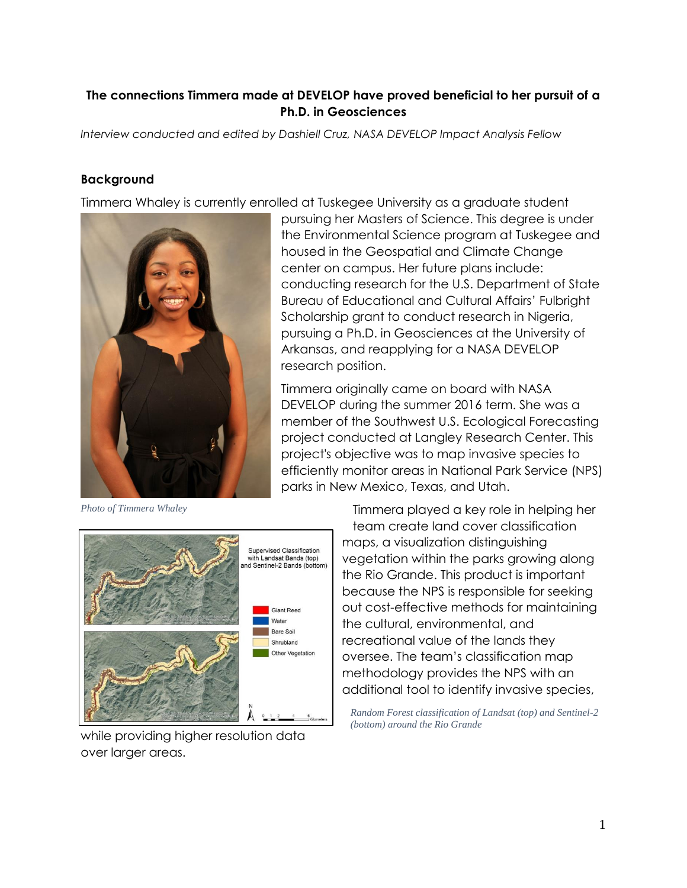**The connections Timmera made at DEVELOP have proved beneficial to her pursuit of a Ph.D. in Geosciences**

*Interview conducted and edited by Dashiell Cruz, NASA DEVELOP Impact Analysis Fellow*

## Background

Timmera Whaley is currently enrolled at Tuskegee University as a graduate student pursuing her Masters of Science. This degree is under the Environmental Science program at Tuskegee and housed in the Geospatial and Climate Change center on campus. Her future plans include: conducting research for the U.S. Department of State Bureau of Educational and Cultural Affairs' Fulbright Scholarship grant to conduct research in Nigeria, pursuing a Ph.D. in Geosciences at the University of Arkansas, and reapplying for a NASA DEVELOP research position.

*Photo of Timmera Whaley*

Timmera originally came on board with NASA DEVELOP during the summer 2016 term. She was a member of the Southwest U.S. Ecological Forecasting project conducted at Langley Research Center. This project's objective was to map invasive species to efficiently monitor areas in National Park Service (NPS) parks in New Mexico, Texas, and Utah.

Timmera played a key role in helping her team create land cover classification maps, a visualization distinguishing vegetation within the parks growing along the Rio Grande. This product is important because the NPS is responsible for seeking out cost-effective methods for maintaining the cultural, environmental, and recreational value of the lands they oversee. The team's classification map methodology provides the NPS with an additional tool to identify invasive species, while providing higher resolution data over larger areas.

*Random Forest classification of Landsat (top) and Sentinel-2 (bottom) around the Rio Grande*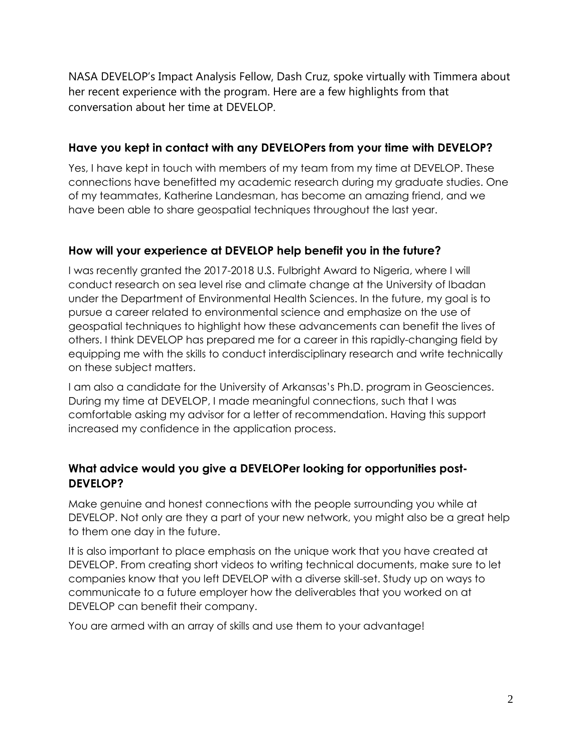NASA DEVELOP's Impact Analysis Fellow, Dash Cruz, spoke virtually with Timmera about her recent experience with the program. Here are a few highlights from that conversation about her time at DEVELOP.

### Have you kept in contact with any DEVELOPers from your time with DEVELOP?

Yes, I have kept in touch with members of my team from my time at DEVELOP. These connections have benefitted my academic research during my graduate studies. One of my teammates, Katherine Landesman, has become an amazing friend, and we have been able to share geospatial techniques throughout the last year.

### How will your experience at DEVELOP help benefit you in the future?

I was recently granted the 2017-2018 U.S. Fulbright Award to Nigeria, where I will conduct research on sea level rise and climate change at the University of Ibadan under the Department of Environmental Health Sciences. In the future, my goal is to pursue a career related to environmental science and emphasize on the use of geospatial techniques to highlight how these advancements can benefit the lives of others. I think DEVELOP has prepared me for a career in this rapidly-changing field by equipping me with the skills to conduct interdisciplinary research and write technically on these subject matters.

I am also a candidate for the University of Arkansas's Ph.D. program in Geosciences. During my time at DEVELOP, I made meaningful connections, such that I was comfortable asking my advisor for a letter of recommendation. Having this support increased my confidence in the application process.

### What advice would you give a DEVELOPer looking for opportunities post-DEVELOP?

Make genuine and honest connections with the people surrounding you while at DEVELOP. Not only are they a part of your new network, you might also be a great help to them one day in the future.

It is also important to place emphasis on the unique work that you have created at DEVELOP. From creating short videos to writing technical documents, make sure to let companies know that you left DEVELOP with a diverse skill-set. Study up on ways to communicate to a future employer how the deliverables that you worked on at DEVELOP can benefit their company.

You are armed with an array of skills and use them to your advantage!